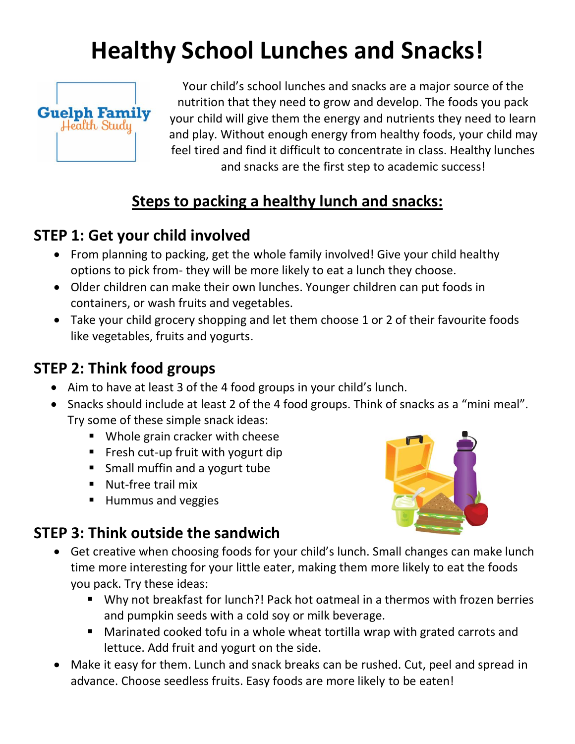# Healthy School Lunches and Snacks!

Guelph Family Health Study

Your child's school lunches and snacks are a major source of the nutrition that they need to grow and develop. The foods you pack your child will give them the energy and nutrients they need to learn and play. Without enough energy from healthy foods, your child may feel tired and find it difficult to concentrate in class. Healthy lunches and snacks are the first step to academic success!

## <u>Steps to packing a healthy lunch and snacks:</u>

### STEP 1: Get your child involved

- From planning to packing, get the whole family involved! Give your child healthy options to pick from- they will be more likely to eat a lunch they choose.
- Older children can make their own lunches. Younger children can put foods in containers, or wash fruits and vegetables.
- Take your child grocery shopping and let them choose 1 or 2 of their favourite foods like vegetables, fruits and yogurts.

### STEP 2: Think food groups

- Aim to have at least 3 of the 4 food groups in your child's lunch.
- Snacks should include at least 2 of the 4 food groups. Think of snacks as a "mini meal". Try some of these simple snack ideas:
  - Whole grain cracker with cheese
  - Fresh cut-up fruit with yogurt dip
  - Small muffin and a yogurt tube
  - Nut-free trail mix
  - Hummus and veggies

### STEP 3: Think outside the sandwich

- Get creative when choosing foods for your child's lunch. Small changes can make lunch time more interesting for your little eater, making them more likely to eat the foods you pack. Try these ideas:
  - Why not breakfast for lunch?! Pack hot oatmeal in a thermos with frozen berries and pumpkin seeds with a cold soy or milk beverage.
  - Marinated cooked tofu in a whole wheat tortilla wrap with grated carrots and lettuce. Add fruit and yogurt on the side.
- Make it easy for them. Lunch and snack breaks can be rushed. Cut, peel and spread in advance. Choose seedless fruits. Easy foods are more likely to be eaten!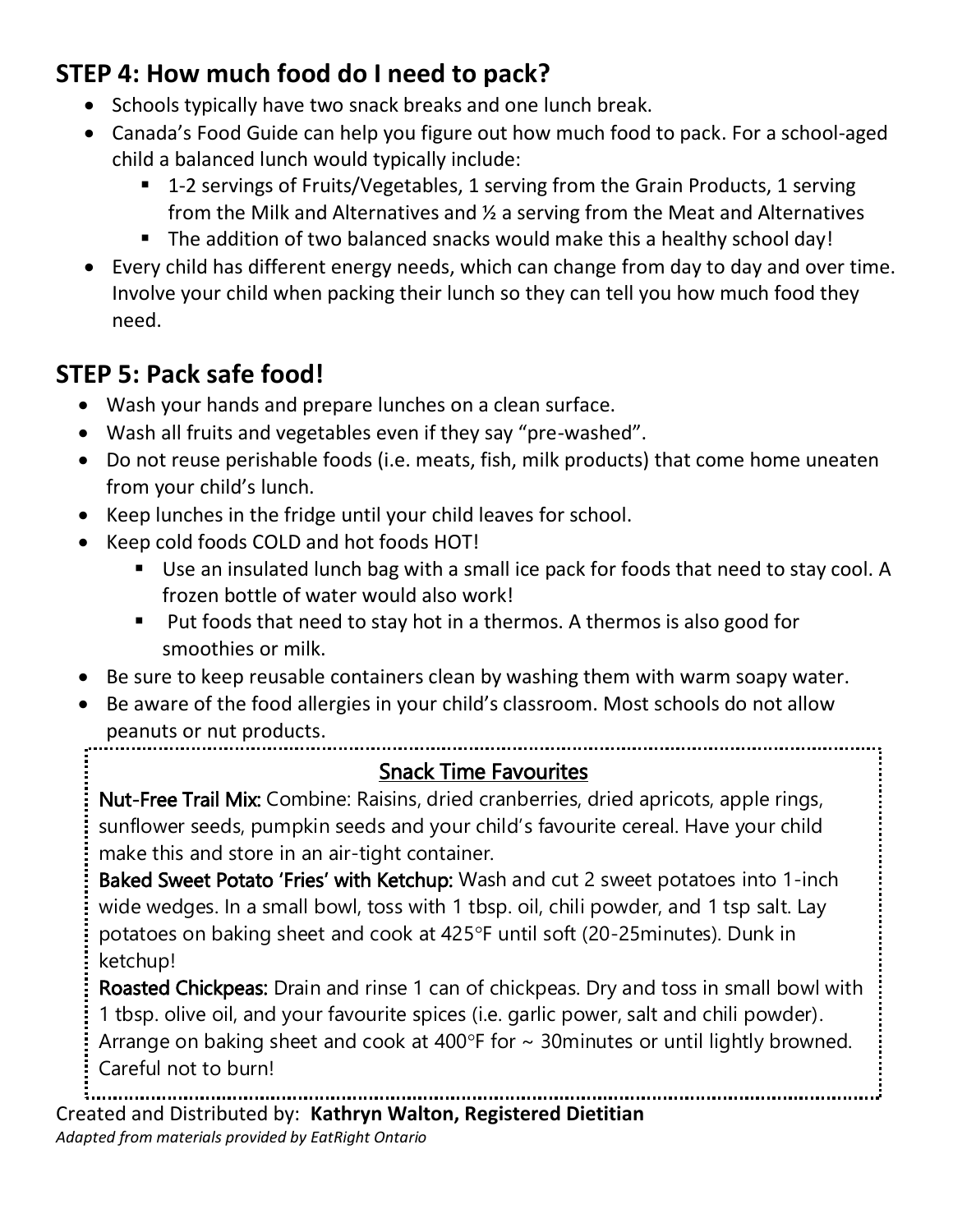## STEP 4: How much food do I need to pack?

- Schools typically have two snack breaks and one lunch break.
- Canada's Food Guide can help you figure out how much food to pack. For a school-aged child a balanced lunch would typically include:
  - 1-2 servings of Fruits/Vegetables, 1 serving from the Grain Products, 1 serving from the Milk and Alternatives and ½ a serving from the Meat and Alternatives
  - The addition of two balanced snacks would make this a healthy school day!
- Every child has different energy needs, which can change from day to day and over time. Involve your child when packing their lunch so they can tell you how much food they need.

## STEP 5: Pack safe food!

- Wash your hands and prepare lunches on a clean surface.
- Wash all fruits and vegetables even if they say "pre-washed".
- Do not reuse perishable foods (i.e. meats, fish, milk products) that come home uneaten from your child's lunch.
- Keep lunches in the fridge until your child leaves for school.
- Keep cold foods COLD and hot foods HOT!
  - Use an insulated lunch bag with a small ice pack for foods that need to stay cool. A frozen bottle of water would also work!
  - Put foods that need to stay hot in a thermos. A thermos is also good for smoothies or milk.
- Be sure to keep reusable containers clean by washing them with warm soapy water.
- Be aware of the food allergies in your child's classroom. Most schools do not allow peanuts or nut products.

### Snack Time Favourites

**Nut-Free Trail Mix:** Combine: Raisins, dried cranberries, dried apricots, apple rings, sunflower seeds, pumpkin seeds and your child's favourite cereal. Have your child make this and store in an air-tight container.

**Baked Sweet Potato 'Fries' with Ketchup:** Wash and cut 2 sweet potatoes into 1-inch wide wedges. In a small bowl, toss with 1 tbsp. oil, chili powder, and 1 tsp salt. Lay potatoes on baking sheet and cook at 425°F until soft (20-25minutes). Dunk in ketchup!

**Roasted Chickpeas:** Drain and rinse 1 can of chickpeas. Dry and toss in small bowl with 1 tbsp. olive oil, and your favourite spices (i.e. garlic power, salt and chili powder). Arrange on baking sheet and cook at 400°F for ~ 30minutes or until lightly browned. Careful not to burn!

Created and Distributed by: **Kathryn Walton, Registered Dietitian**

*Adapted from materials provided by EatRight Ontario*